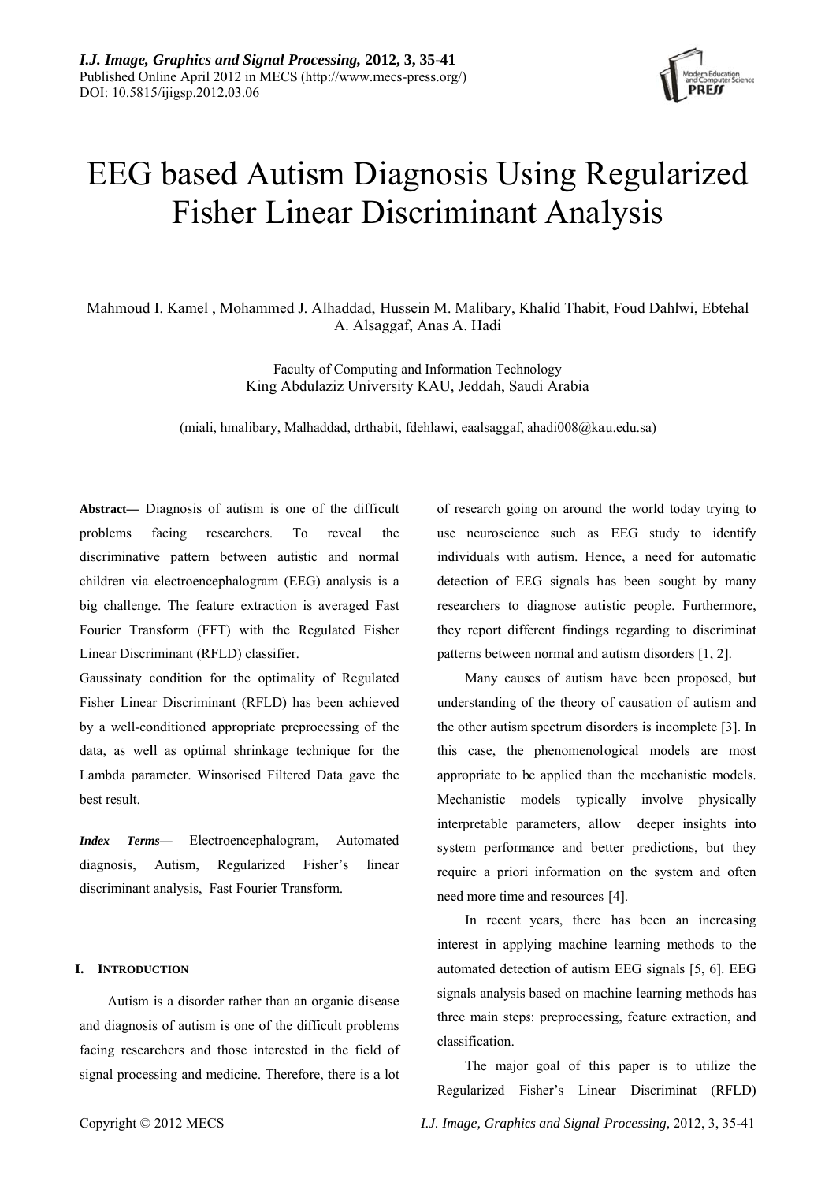# EEG based Autism Diagnosis Using Regularized Fisher Linear Discriminant Analysis

Mahmoud I. Kamel , Mohammed J. Alhaddad, Hussein M. Malibary, Khalid Thabit, Foud Dahlwi, Ebtehal A. Alsaggaf, Anas A. Hadi

Faculty of Computing and Information Technology
King Abdulaziz University KAU, Jeddah, Saudi Arabia

(miali, hmalibary, Malhaddad, drthabit, fdehlawi, eaalsaggaf, ahadi008@kau.edu.sa)

**Abstract—** Diagnosis of autism is one of the difficult problems facing researchers. To reveal the discriminative pattern between autistic and normal children via electroencephalogram (EEG) analysis is a big challenge. The feature extraction is averaged Fast Fourier Transform (FFT) with the Regulated Fisher Linear Discriminant (RFLD) classifier.

Gaussinaty condition for the optimality of Regulated Fisher Linear Discriminant (RFLD) has been achieved by a well-conditioned appropriate preprocessing of the data, as well as optimal shrinkage technique for the Lambda parameter. Winsorised Filtered Data gave the best result.

***Index Terms*—** Electroencephalogram, Automated diagnosis, Autism, Regularized Fisher's linear discriminant analysis, Fast Fourier Transform.

## I. Introduction

Autism is a disorder rather than an organic disease and diagnosis of autism is one of the difficult problems facing researchers and those interested in the field of signal processing and medicine. Therefore, there is a lot of research going on around the world today trying to use neuroscience such as EEG study to identify individuals with autism. Hence, a need for automatic detection of EEG signals has been sought by many researchers to diagnose autistic people. Furthermore, they report different findings regarding to discriminat patterns between normal and autism disorders [1, 2].

Many causes of autism have been proposed, but understanding of the theory of causation of autism and the other autism spectrum disorders is incomplete [3]. In this case, the phenomenological models are most appropriate to be applied than the mechanistic models. Mechanistic models typically involve physically interpretable parameters, allow deeper insights into system performance and better predictions, but they require a priori information on the system and often need more time and resources [4].

In recent years, there has been an increasing interest in applying machine learning methods to the automated detection of autism EEG signals [5, 6]. EEG signals analysis based on machine learning methods has three main steps: preprocessing, feature extraction, and classification.

The major goal of this paper is to utilize the Regularized Fisher's Linear Discriminat (RFLD)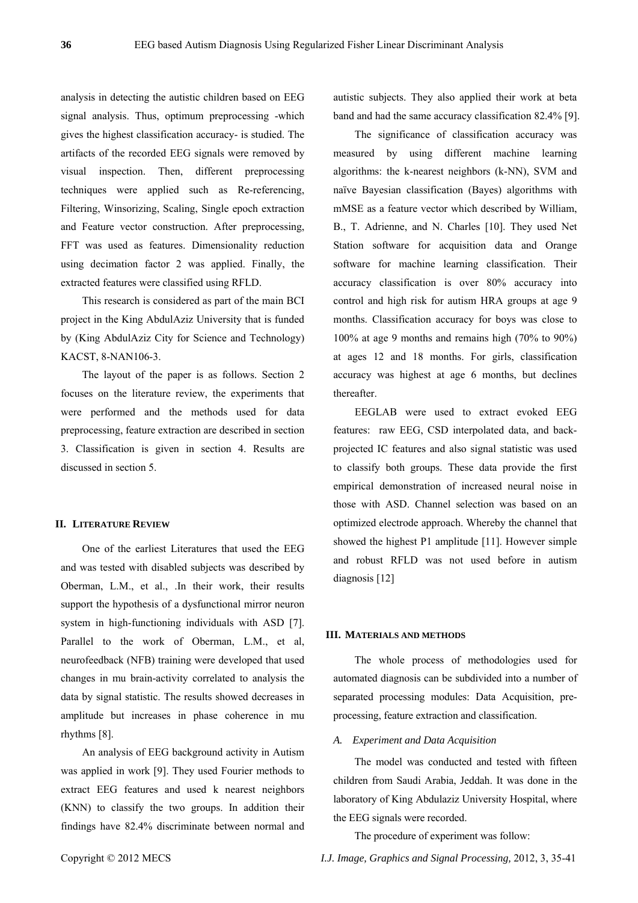analysis in detecting the autistic children based on EEG signal analysis. Thus, optimum preprocessing -which gives the highest classification accuracy- is studied. The artifacts of the recorded EEG signals were removed by visual inspection. Then, different preprocessing techniques were applied such as Re-referencing, Filtering, Winsorizing, Scaling, Single epoch extraction and Feature vector construction. After preprocessing, FFT was used as features. Dimensionality reduction using decimation factor 2 was applied. Finally, the extracted features were classified using RFLD.

This research is considered as part of the main BCI project in the King AbdulAziz University that is funded by (King AbdulAziz City for Science and Technology) KACST, 8-NAN106-3.

The layout of the paper is as follows. Section 2 focuses on the literature review, the experiments that were performed and the methods used for data preprocessing, feature extraction are described in section 3. Classification is given in section 4. Results are discussed in section 5.

## II. Literature Review

One of the earliest Literatures that used the EEG and was tested with disabled subjects was described by Oberman, L.M., et al., .In their work, their results support the hypothesis of a dysfunctional mirror neuron system in high-functioning individuals with ASD [7]. Parallel to the work of Oberman, L.M., et al, neurofeedback (NFB) training were developed that used changes in mu brain-activity correlated to analysis the data by signal statistic. The results showed decreases in amplitude but increases in phase coherence in mu rhythms [8].

An analysis of EEG background activity in Autism was applied in work [9]. They used Fourier methods to extract EEG features and used k nearest neighbors (KNN) to classify the two groups. In addition their findings have 82.4% discriminate between normal and autistic subjects. They also applied their work at beta band and had the same accuracy classification 82.4% [9].

The significance of classification accuracy was measured by using different machine learning algorithms: the k-nearest neighbors (k-NN), SVM and naïve Bayesian classification (Bayes) algorithms with mMSE as a feature vector which described by William, B., T. Adrienne, and N. Charles [10]. They used Net Station software for acquisition data and Orange software for machine learning classification. Their accuracy classification is over 80% accuracy into control and high risk for autism HRA groups at age 9 months. Classification accuracy for boys was close to 100% at age 9 months and remains high (70% to 90%) at ages 12 and 18 months. For girls, classification accuracy was highest at age 6 months, but declines thereafter.

EEGLAB were used to extract evoked EEG features: raw EEG, CSD interpolated data, and back-projected IC features and also signal statistic was used to classify both groups. These data provide the first empirical demonstration of increased neural noise in those with ASD. Channel selection was based on an optimized electrode approach. Whereby the channel that showed the highest P1 amplitude [11]. However simple and robust RFLD was not used before in autism diagnosis [12]

## III. Materials and methods

The whole process of methodologies used for automated diagnosis can be subdivided into a number of separated processing modules: Data Acquisition, pre-processing, feature extraction and classification.

### *A. Experiment and Data Acquisition*

The model was conducted and tested with fifteen children from Saudi Arabia, Jeddah. It was done in the laboratory of King Abdulaziz University Hospital, where the EEG signals were recorded.

The procedure of experiment was follow: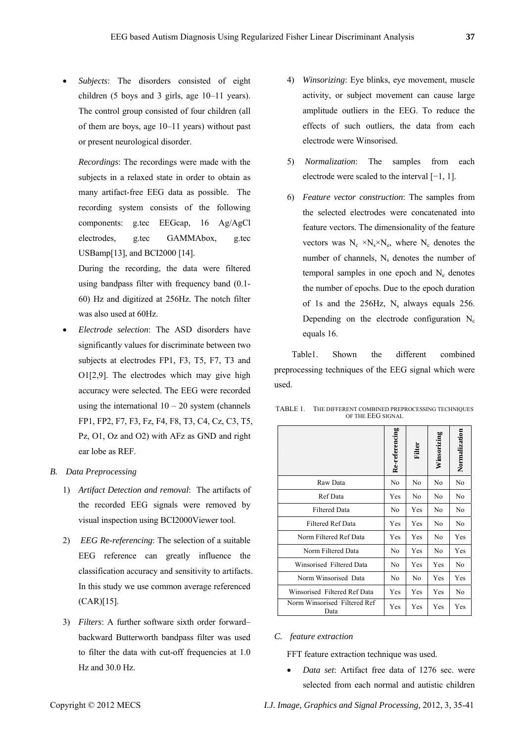- *Subjects*: The disorders consisted of eight children (5 boys and 3 girls, age 10–11 years). The control group consisted of four children (all of them are boys, age 10–11 years) without past or present neurological disorder.

  *Recordings*: The recordings were made with the subjects in a relaxed state in order to obtain as many artifact-free EEG data as possible. The recording system consists of the following components: g.tec EEGcap, 16 Ag/AgCl electrodes, g.tec GAMMAbox, g.tec USBamp[13], and BCI2000 [14].

  During the recording, the data were filtered using bandpass filter with frequency band (0.1-60) Hz and digitized at 256Hz. The notch filter was also used at 60Hz.

- *Electrode selection*: The ASD disorders have significantly values for discriminate between two subjects at electrodes FP1, F3, T5, F7, T3 and O1[2,9]. The electrodes which may give high accuracy were selected. The EEG were recorded using the international 10 – 20 system (channels FP1, FP2, F7, F3, Fz, F4, F8, T3, C4, Cz, C3, T5, Pz, O1, Oz and O2) with AFz as GND and right ear lobe as REF.

## B. Data Preprocessing

1) *Artifact Detection and removal*: The artifacts of the recorded EEG signals were removed by visual inspection using BCI2000Viewer tool.

2) *EEG Re-referencing*: The selection of a suitable EEG reference can greatly influence the classification accuracy and sensitivity to artifacts. In this study we use common average referenced (CAR)[15].

3) *Filters*: A further software sixth order forward–backward Butterworth bandpass filter was used to filter the data with cut-off frequencies at 1.0 Hz and 30.0 Hz.

4) *Winsorizing*: Eye blinks, eye movement, muscle activity, or subject movement can cause large amplitude outliers in the EEG. To reduce the effects of such outliers, the data from each electrode were Winsorised.

5) *Normalization*: The samples from each electrode were scaled to the interval [−1, 1].

6) *Feature vector construction*: The samples from the selected electrodes were concatenated into feature vectors. The dimensionality of the feature vectors was $N_c \times N_s \times N_e$, where $N_c$ denotes the number of channels, $N_s$ denotes the number of temporal samples in one epoch and $N_e$ denotes the number of epochs. Due to the epoch duration of 1s and the 256Hz, $N_s$ always equals 256. Depending on the electrode configuration $N_c$ equals 16.

Table1. Shown the different combined preprocessing techniques of the EEG signal which were used.

TABLE 1. THE DIFFERENT COMBINED PREPROCESSING TECHNIQUES OF THE EEG SIGNAL

| | Re-referencing | Filter | Winsorizing | Normalization |
|---|---|---|---|---|
| Raw Data | No | No | No | No |
| Ref Data | Yes | No | No | No |
| Filtered Data | No | Yes | No | No |
| Filtered Ref Data | Yes | Yes | No | No |
| Norm Filtered Ref Data | Yes | Yes | No | Yes |
| Norm Filtered Data | No | Yes | No | Yes |
| Winsorised Filtered Data | No | Yes | Yes | No |
| Norm Winsorised Data | No | No | Yes | Yes |
| Winsorised Filtered Ref Data | Yes | Yes | Yes | No |
| Norm Winsorised Filtered Ref Data | Yes | Yes | Yes | Yes |

## C. feature extraction

FFT feature extraction technique was used.

- *Data set*: Artifact free data of 1276 sec. were selected from each normal and autistic children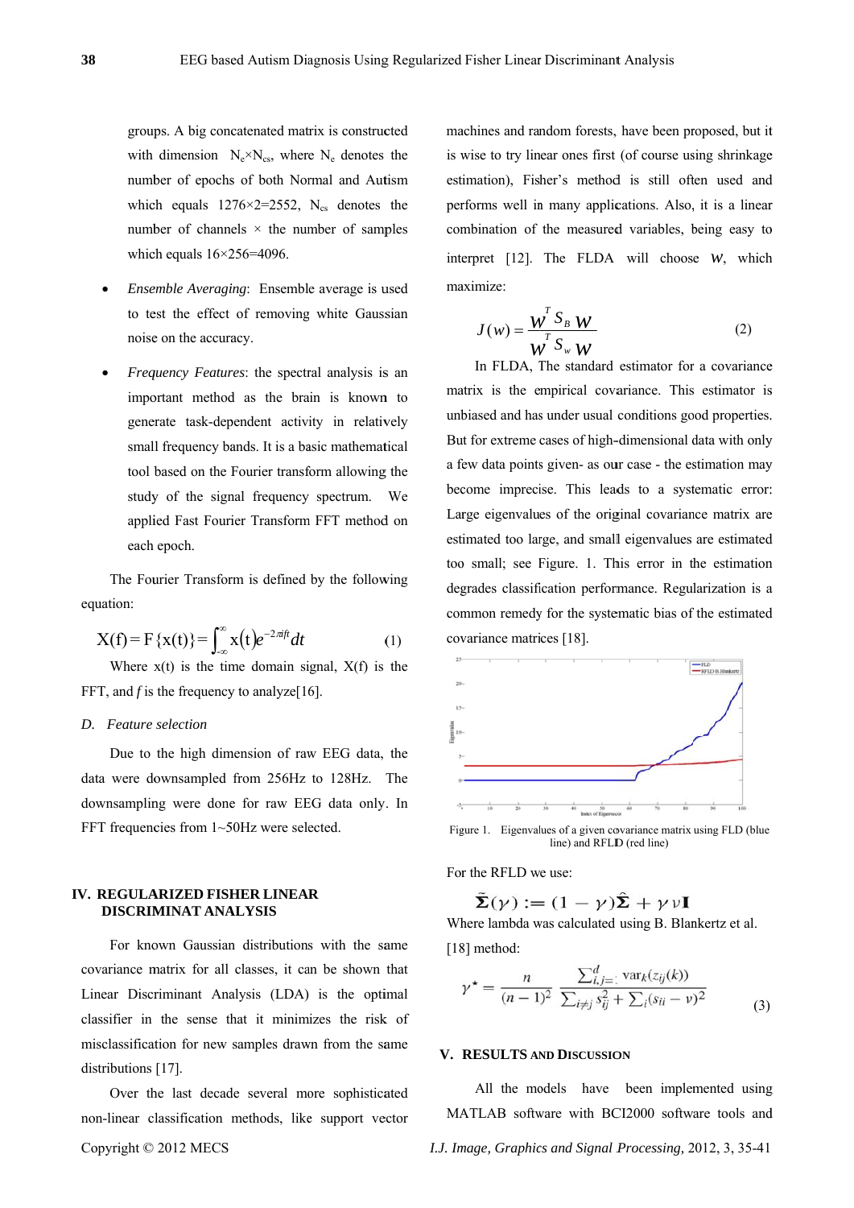groups. A big concatenated matrix is constructed with dimension $N_e \times N_{cs}$, where $N_e$ denotes the number of epochs of both Normal and Autism which equals 1276×2=2552, $N_{cs}$ denotes the number of channels × the number of samples which equals 16×256=4096.

- *Ensemble Averaging*: Ensemble average is used to test the effect of removing white Gaussian noise on the accuracy.
- *Frequency Features*: the spectral analysis is an important method as the brain is known to generate task-dependent activity in relatively small frequency bands. It is a basic mathematical tool based on the Fourier transform allowing the study of the signal frequency spectrum. We applied Fast Fourier Transform FFT method on each epoch.

The Fourier Transform is defined by the following equation:

$$X(f) = F\{x(t)\} = \int_{-\infty}^{\infty} x(t) e^{-2\pi i f t} dt \quad (1)$$

Where x(t) is the time domain signal, X(f) is the FFT, and *f* is the frequency to analyze[16].

### D. Feature selection

Due to the high dimension of raw EEG data, the data were downsampled from 256Hz to 128Hz. The downsampling were done for raw EEG data only. In FFT frequencies from 1~50Hz were selected.

## IV. REGULARIZED FISHER LINEAR DISCRIMINAT ANALYSIS

For known Gaussian distributions with the same covariance matrix for all classes, it can be shown that Linear Discriminant Analysis (LDA) is the optimal classifier in the sense that it minimizes the risk of misclassification for new samples drawn from the same distributions [17].

Over the last decade several more sophisticated non-linear classification methods, like support vector machines and random forests, have been proposed, but it is wise to try linear ones first (of course using shrinkage estimation), Fisher's method is still often used and performs well in many applications. Also, it is a linear combination of the measured variables, being easy to interpret [12]. The FLDA will choose $w$, which maximize:

$$J(w) = \frac{w^T S_B w}{w^T S_w w} \quad (2)$$

In FLDA, The standard estimator for a covariance matrix is the empirical covariance. This estimator is unbiased and has under usual conditions good properties. But for extreme cases of high-dimensional data with only a few data points given- as our case - the estimation may become imprecise. This leads to a systematic error: Large eigenvalues of the original covariance matrix are estimated too large, and small eigenvalues are estimated too small; see Figure. 1. This error in the estimation degrades classification performance. Regularization is a common remedy for the systematic bias of the estimated covariance matrices [18].

Figure 1. Eigenvalues of a given covariance matrix using FLD (blue line) and RFLD (red line)

For the RFLD we use:

$$\tilde{\Sigma}(\gamma) := (1-\gamma)\hat{\Sigma} + \gamma \nu \mathbf{I}$$

Where lambda was calculated using B. Blankertz et al. [18] method:

$$\gamma^{\star} = \frac{n}{(n-1)^2} \frac{\sum_{i,j=1}^{d} \mathrm{var}_k(z_{ij}(k))}{\sum_{i \neq j} s_{ij}^2 + \sum_i (s_{ii} - \nu)^2} \quad (3)$$

## V. RESULTS AND DISCUSSION

All the models have been implemented using MATLAB software with BCI2000 software tools and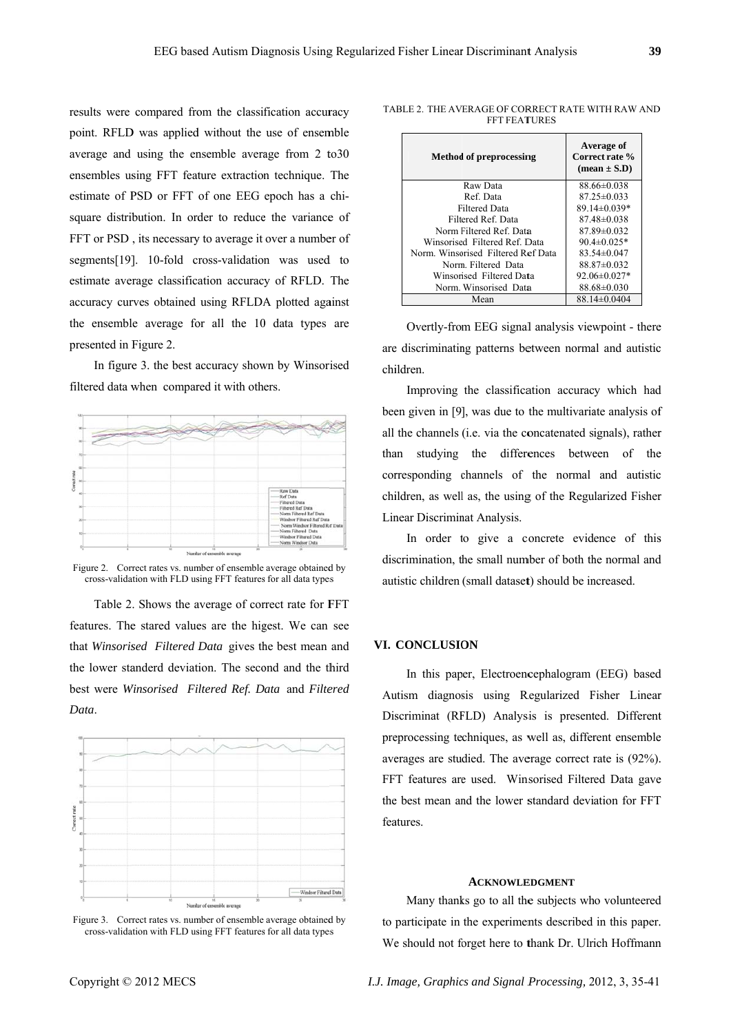results were compared from the classification accuracy point. RFLD was applied without the use of ensemble average and using the ensemble average from 2 to30 ensembles using FFT feature extraction technique. The estimate of PSD or FFT of one EEG epoch has a chi-square distribution. In order to reduce the variance of FFT or PSD , its necessary to average it over a number of segments[19]. 10-fold cross-validation was used to estimate average classification accuracy of RFLD. The accuracy curves obtained using RFLDA plotted against the ensemble average for all the 10 data types are presented in Figure 2.

In figure 3. the best accuracy shown by Winsorised filtered data when compared it with others.

Figure 2. Correct rates vs. number of ensemble average obtained by cross-validation with FLD using FFT features for all data types

Table 2. Shows the average of correct rate for FFT features. The stared values are the higest. We can see that *Winsorised Filtered Data* gives the best mean and the lower standerd deviation. The second and the third best were *Winsorised Filtered Ref. Data* and *Filtered Data*.

Figure 3. Correct rates vs. number of ensemble average obtained by cross-validation with FLD using FFT features for all data types

TABLE 2. THE AVERAGE OF CORRECT RATE WITH RAW AND FFT FEATURES

| Method of preprocessing | Average of Correct rate % (mean ± S.D) |
|---|---|
| Raw Data | 88.66±0.038 |
| Ref. Data | 87.25±0.033 |
| Filtered Data | 89.14±0.039* |
| Filtered Ref. Data | 87.48±0.038 |
| Norm Filtered Ref. Data | 87.89±0.032 |
| Winsorised Filtered Ref. Data | 90.4±0.025* |
| Norm. Winsorised Filtered Ref Data | 83.54±0.047 |
| Norm. Filtered Data | 88.87±0.032 |
| Winsorised Filtered Data | 92.06±0.027* |
| Norm. Winsorised Data | 88.68±0.030 |
| Mean | 88.14±0.0404 |

Overtly-from EEG signal analysis viewpoint - there are discriminating patterns between normal and autistic children.

Improving the classification accuracy which had been given in [9], was due to the multivariate analysis of all the channels (i.e. via the concatenated signals), rather than studying the differences between of the corresponding channels of the normal and autistic children, as well as, the using of the Regularized Fisher Linear Discriminat Analysis.

In order to give a concrete evidence of this discrimination, the small number of both the normal and autistic children (small dataset) should be increased.

## VI. CONCLUSION

In this paper, Electroencephalogram (EEG) based Autism diagnosis using Regularized Fisher Linear Discriminat (RFLD) Analysis is presented. Different preprocessing techniques, as well as, different ensemble averages are studied. The average correct rate is (92%). FFT features are used. Winsorised Filtered Data gave the best mean and the lower standard deviation for FFT features.

### ACKNOWLEDGMENT

Many thanks go to all the subjects who volunteered to participate in the experiments described in this paper. We should not forget here to thank Dr. Ulrich Hoffmann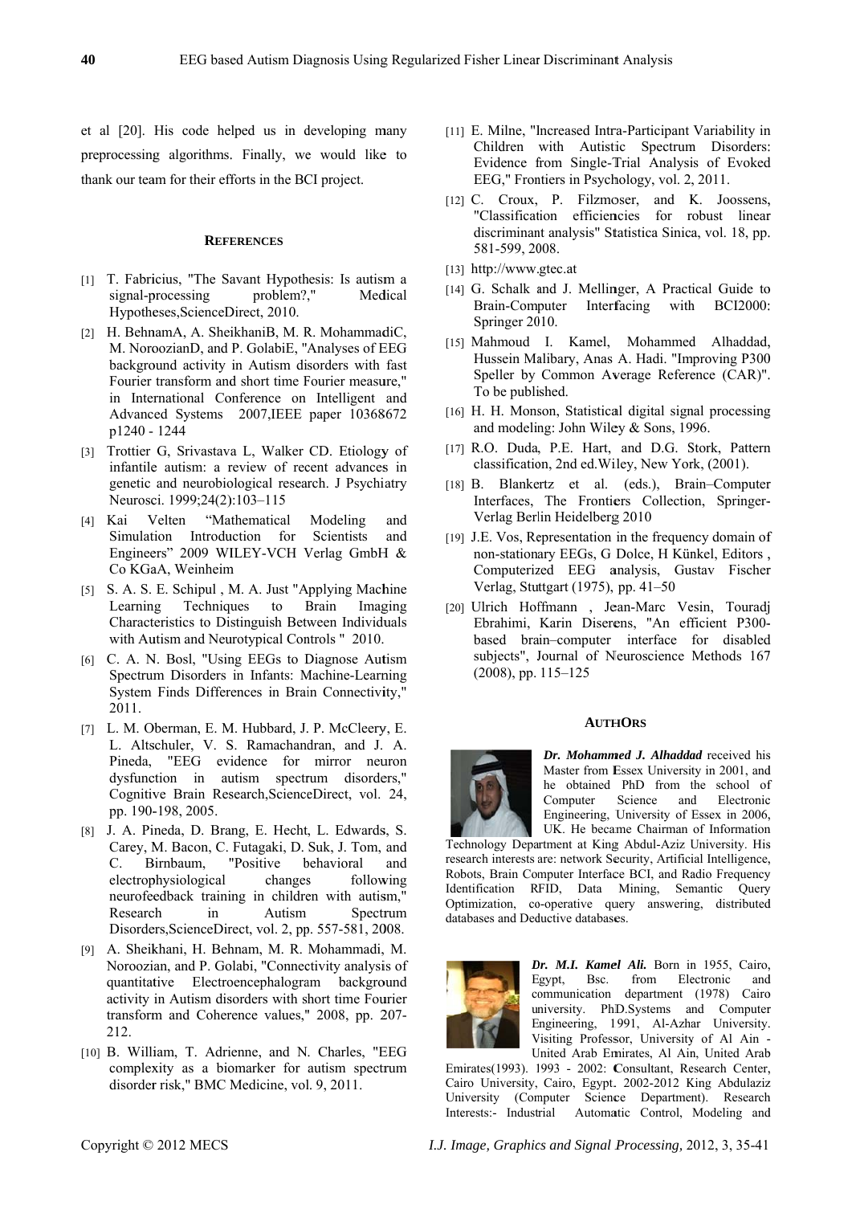et al [20]. His code helped us in developing many preprocessing algorithms. Finally, we would like to thank our team for their efforts in the BCI project.

## REFERENCES

[1] T. Fabricius, "The Savant Hypothesis: Is autism a signal-processing problem?," Medical Hypotheses,ScienceDirect, 2010.

[2] H. BehnamA, A. SheikhaniB, M. R. MohammadiC, M. NoroozianD, and P. GolabiE, "Analyses of EEG background activity in Autism disorders with fast Fourier transform and short time Fourier measure," in International Conference on Intelligent and Advanced Systems 2007,IEEE paper 10368672 p1240 - 1244

[3] Trottier G, Srivastava L, Walker CD. Etiology of infantile autism: a review of recent advances in genetic and neurobiological research. J Psychiatry Neurosci. 1999;24(2):103–115

[4] Kai Velten "Mathematical Modeling and Simulation Introduction for Scientists and Engineers" 2009 WILEY-VCH Verlag GmbH & Co KGaA, Weinheim

[5] S. A. S. E. Schipul , M. A. Just "Applying Machine Learning Techniques to Brain Imaging Characteristics to Distinguish Between Individuals with Autism and Neurotypical Controls " 2010.

[6] C. A. N. Bosl, "Using EEGs to Diagnose Autism Spectrum Disorders in Infants: Machine-Learning System Finds Differences in Brain Connectivity," 2011.

[7] L. M. Oberman, E. M. Hubbard, J. P. McCleery, E. L. Altschuler, V. S. Ramachandran, and J. A. Pineda, "EEG evidence for mirror neuron dysfunction in autism spectrum disorders," Cognitive Brain Research,ScienceDirect, vol. 24, pp. 190-198, 2005.

[8] J. A. Pineda, D. Brang, E. Hecht, L. Edwards, S. Carey, M. Bacon, C. Futagaki, D. Suk, J. Tom, and C. Birnbaum, "Positive behavioral and electrophysiological changes following neurofeedback training in children with autism," Research in Autism Spectrum Disorders,ScienceDirect, vol. 2, pp. 557-581, 2008.

[9] A. Sheikhani, H. Behnam, M. R. Mohammadi, M. Noroozian, and P. Golabi, "Connectivity analysis of quantitative Electroencephalogram background activity in Autism disorders with short time Fourier transform and Coherence values," 2008, pp. 207-212.

[10] B. William, T. Adrienne, and N. Charles, "EEG complexity as a biomarker for autism spectrum disorder risk," BMC Medicine, vol. 9, 2011.

[11] E. Milne, "Increased Intra-Participant Variability in Children with Autistic Spectrum Disorders: Evidence from Single-Trial Analysis of Evoked EEG," Frontiers in Psychology, vol. 2, 2011.

[12] C. Croux, P. Filzmoser, and K. Joossens, "Classification efficiencies for robust linear discriminant analysis" Statistica Sinica, vol. 18, pp. 581-599, 2008.

[13] http://www.gtec.at

[14] G. Schalk and J. Mellinger, A Practical Guide to Brain-Computer Interfacing with BCI2000: Springer 2010.

[15] Mahmoud I. Kamel, Mohammed Alhaddad, Hussein Malibary, Anas A. Hadi. "Improving P300 Speller by Common Average Reference (CAR)". To be published.

[16] H. H. Monson, Statistical digital signal processing and modeling: John Wiley & Sons, 1996.

[17] R.O. Duda, P.E. Hart, and D.G. Stork, Pattern classification, 2nd ed.Wiley, New York, (2001).

[18] B. Blankertz et al. (eds.), Brain–Computer Interfaces, The Frontiers Collection, Springer-Verlag Berlin Heidelberg 2010

[19] J.E. Vos, Representation in the frequency domain of non-stationary EEGs, G Dolce, H Künkel, Editors , Computerized EEG analysis, Gustav Fischer Verlag, Stuttgart (1975), pp. 41–50

[20] Ulrich Hoffmann , Jean-Marc Vesin, Touradj Ebrahimi, Karin Diserens, "An efficient P300-based brain–computer interface for disabled subjects", Journal of Neuroscience Methods 167 (2008), pp. 115–125

## AUTHORS

***Dr. Mohammed J. Alhaddad*** received his Master from Essex University in 2001, and he obtained PhD from the school of Computer Science and Electronic Engineering, University of Essex in 2006, UK. He became Chairman of Information Technology Department at King Abdul-Aziz University. His research interests are: network Security, Artificial Intelligence, Robots, Brain Computer Interface BCI, and Radio Frequency Identification RFID, Data Mining, Semantic Query Optimization, co-operative query answering, distributed databases and Deductive databases.

***Dr. M.I. Kamel Ali.*** Born in 1955, Cairo, Egypt, Bsc. from Electronic and communication department (1978) Cairo university. PhD.Systems and Computer Engineering, 1991, Al-Azhar University. Visiting Professor, University of Al Ain - United Arab Emirates, Al Ain, United Arab Emirates(1993). 1993 - 2002: Consultant, Research Center, Cairo University, Cairo, Egypt. 2002-2012 King Abdulaziz University (Computer Science Department). Research Interests:- Industrial Automatic Control, Modeling and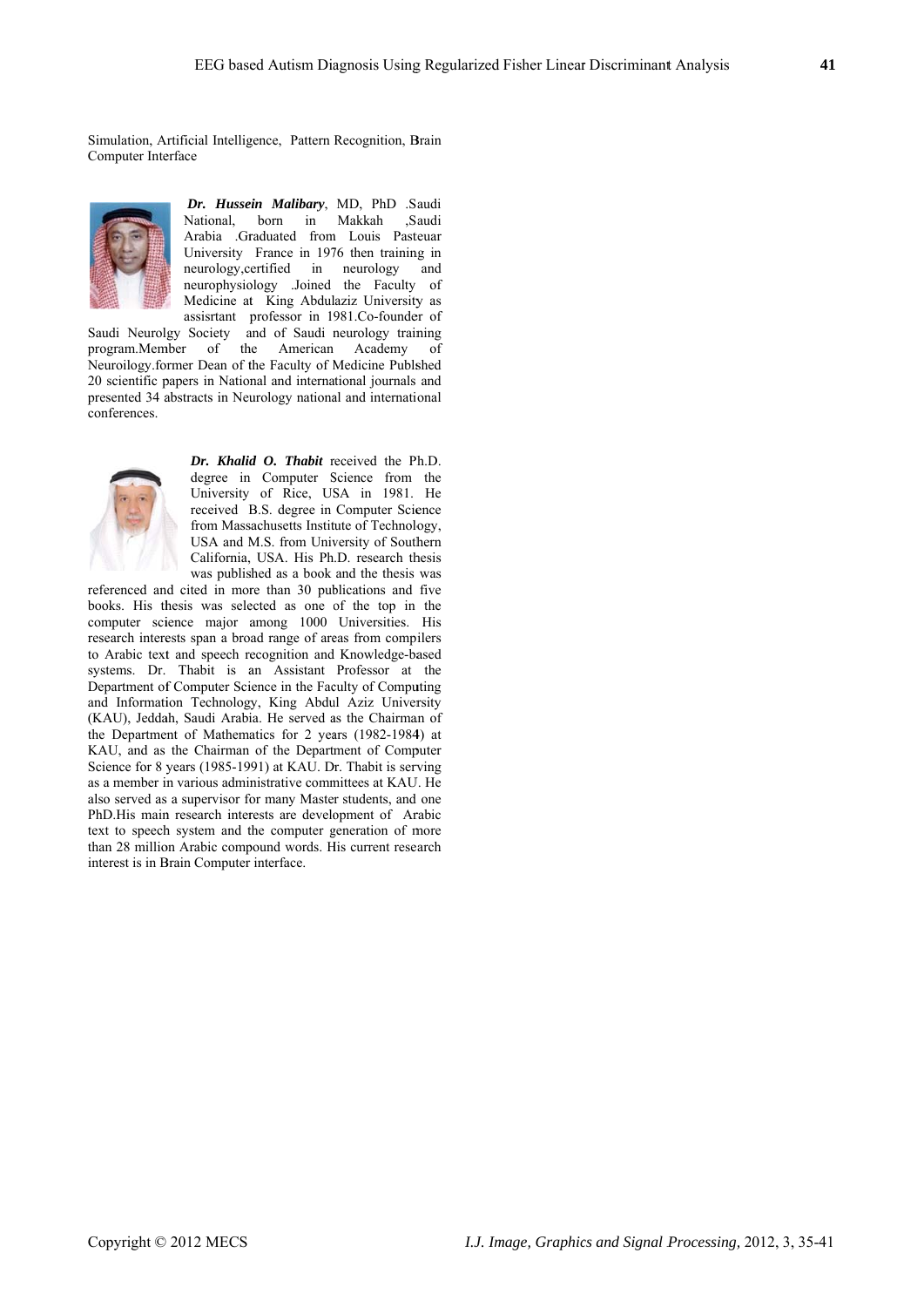Simulation, Artificial Intelligence, Pattern Recognition, Brain Computer Interface

***Dr. Hussein Malibary***, MD, PhD .Saudi National, born in Makkah ,Saudi Arabia .Graduated from Louis Pasteuar University France in 1976 then training in neurology,certified in neurology and neurophysiology .Joined the Faculty of Medicine at King Abdulaziz University as assisrtant professor in 1981.Co-founder of Saudi Neurolgy Society and of Saudi neurology training program.Member of the American Academy of Neuroilogy.former Dean of the Faculty of Medicine Publshed 20 scientific papers in National and international journals and presented 34 abstracts in Neurology national and international conferences.

***Dr. Khalid O. Thabit*** received the Ph.D. degree in Computer Science from the University of Rice, USA in 1981. He received B.S. degree in Computer Science from Massachusetts Institute of Technology, USA and M.S. from University of Southern California, USA. His Ph.D. research thesis was published as a book and the thesis was referenced and cited in more than 30 publications and five books. His thesis was selected as one of the top in the computer science major among 1000 Universities. His research interests span a broad range of areas from compilers to Arabic text and speech recognition and Knowledge-based systems. Dr. Thabit is an Assistant Professor at the Department of Computer Science in the Faculty of Computing and Information Technology, King Abdul Aziz University (KAU), Jeddah, Saudi Arabia. He served as the Chairman of the Department of Mathematics for 2 years (1982-1984) at KAU, and as the Chairman of the Department of Computer Science for 8 years (1985-1991) at KAU. Dr. Thabit is serving as a member in various administrative committees at KAU. He also served as a supervisor for many Master students, and one PhD.His main research interests are development of Arabic text to speech system and the computer generation of more than 28 million Arabic compound words. His current research interest is in Brain Computer interface.